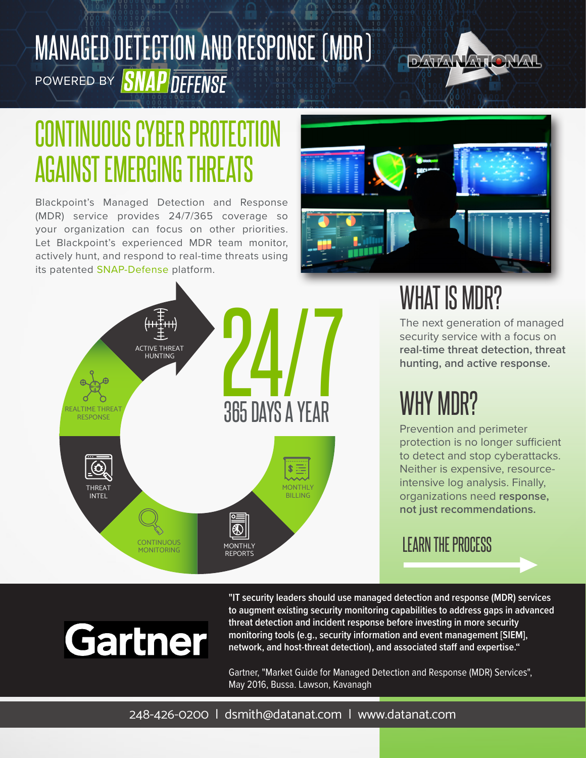# MANAGED DETECTION AND RESPONSE (MDR)

POWERED BY SNAP DEFENSE

DATANATIONAL

## CONTINUOUS CYBER PROTECTION AGAINST EMERGING THREATS

Blackpoint's Managed Detection and Response (MDR) service provides 24/7/365 coverage so your organization can focus on other priorities. Let Blackpoint's experienced MDR team monitor, actively hunt, and respond to real-time threats using its patented SNAP-Defense platform.

**24/7**

365 DAYS A YEAR

- ACTIVE THREAT HUNTING
- REALTIME THREAT RESPONSE
- THREAT INTEL
- CONTINUOUS MONITORING
- MONTHLY REPORTS
- MONTHLY BILLING

## WHAT IS MDR?

The next generation of managed security service with a focus on **real-time threat detection, threat hunting, and active response.**

## WHY MDR?

Prevention and perimeter protection is no longer sufficient to detect and stop cyberattacks. Neither is expensive, resource-intensive log analysis. Finally, organizations need **response, not just recommendations.**

LEARN THE PROCESS

Gartner

**"IT security leaders should use managed detection and response (MDR) services to augment existing security monitoring capabilities to address gaps in advanced threat detection and incident response before investing in more security monitoring tools (e.g., security information and event management [SIEM], network, and host-threat detection), and associated staff and expertise."**

Gartner, "Market Guide for Managed Detection and Response (MDR) Services", May 2016, Bussa. Lawson, Kavanagh

248-426-0200 | dsmith@datanat.com | www.datanat.com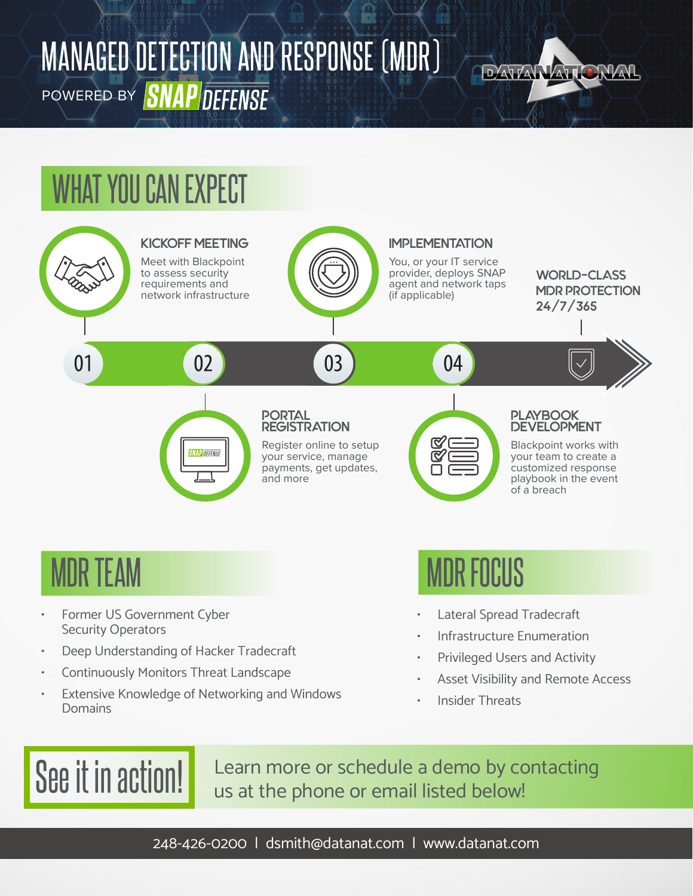# MANAGED DETECTION AND RESPONSE (MDR)

POWERED BY SNAP DEFENSE

DATANATIONAL

## WHAT YOU CAN EXPECT

**01 — KICKOFF MEETING**

Meet with Blackpoint to assess security requirements and network infrastructure

**02 — PORTAL REGISTRATION**

Register online to setup your service, manage payments, get updates, and more

**03 — IMPLEMENTATION**

You, or your IT service provider, deploys SNAP agent and network taps (if applicable)

**04 — PLAYBOOK DEVELOPMENT**

Blackpoint works with your team to create a customized response playbook in the event of a breach

**WORLD-CLASS MDR PROTECTION 24/7/365**

## MDR TEAM

- Former US Government Cyber Security Operators
- Deep Understanding of Hacker Tradecraft
- Continuously Monitors Threat Landscape
- Extensive Knowledge of Networking and Windows Domains

## MDR FOCUS

- Lateral Spread Tradecraft
- Infrastructure Enumeration
- Privileged Users and Activity
- Asset Visibility and Remote Access
- Insider Threats

## See it in action!

Learn more or schedule a demo by contacting us at the phone or email listed below!

248-426-0200 | dsmith@datanat.com | www.datanat.com